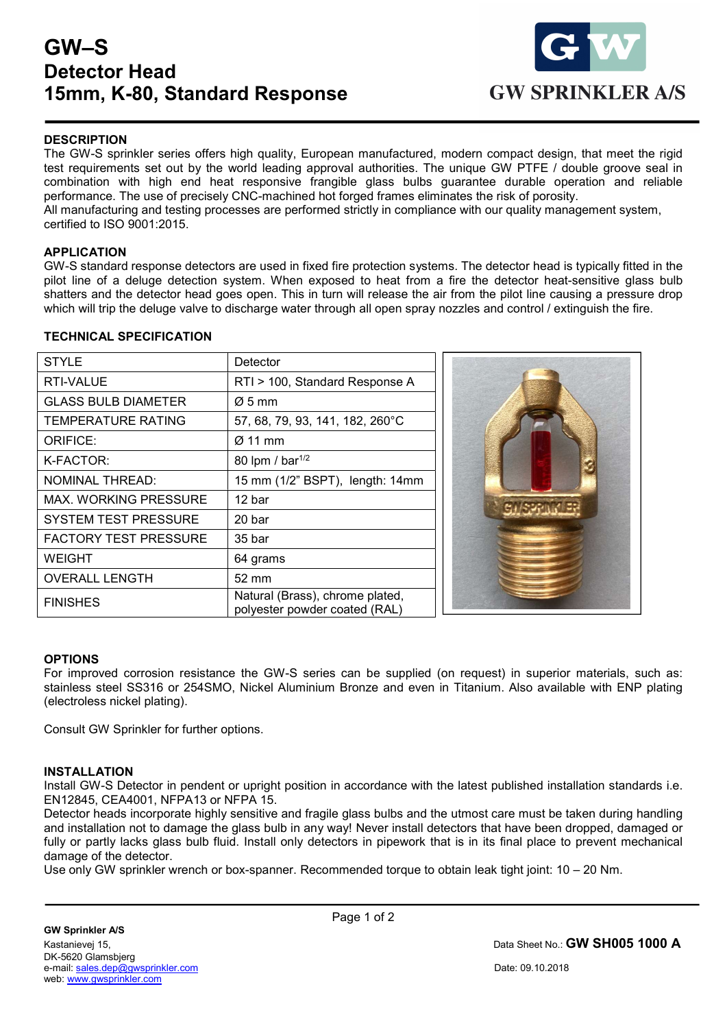# GW–S
# Detector Head
# 15mm, K-80, Standard Response

GW SPRINKLER A/S

## DESCRIPTION

The GW-S sprinkler series offers high quality, European manufactured, modern compact design, that meet the rigid test requirements set out by the world leading approval authorities. The unique GW PTFE / double groove seal in combination with high end heat responsive frangible glass bulbs guarantee durable operation and reliable performance. The use of precisely CNC-machined hot forged frames eliminates the risk of porosity.
All manufacturing and testing processes are performed strictly in compliance with our quality management system, certified to ISO 9001:2015.

## APPLICATION

GW-S standard response detectors are used in fixed fire protection systems. The detector head is typically fitted in the pilot line of a deluge detection system. When exposed to heat from a fire the detector heat-sensitive glass bulb shatters and the detector head goes open. This in turn will release the air from the pilot line causing a pressure drop which will trip the deluge valve to discharge water through all open spray nozzles and control / extinguish the fire.

## TECHNICAL SPECIFICATION

| | |
|---|---|
| STYLE | Detector |
| RTI-VALUE | RTI > 100, Standard Response A |
| GLASS BULB DIAMETER | Ø 5 mm |
| TEMPERATURE RATING | 57, 68, 79, 93, 141, 182, 260°C |
| ORIFICE: | Ø 11 mm |
| K-FACTOR: | 80 lpm / bar$^{1/2}$ |
| NOMINAL THREAD: | 15 mm (1/2" BSPT), length: 14mm |
| MAX. WORKING PRESSURE | 12 bar |
| SYSTEM TEST PRESSURE | 20 bar |
| FACTORY TEST PRESSURE | 35 bar |
| WEIGHT | 64 grams |
| OVERALL LENGTH | 52 mm |
| FINISHES | Natural (Brass), chrome plated, polyester powder coated (RAL) |

## OPTIONS

For improved corrosion resistance the GW-S series can be supplied (on request) in superior materials, such as: stainless steel SS316 or 254SMO, Nickel Aluminium Bronze and even in Titanium. Also available with ENP plating (electroless nickel plating).

Consult GW Sprinkler for further options.

## INSTALLATION

Install GW-S Detector in pendent or upright position in accordance with the latest published installation standards i.e. EN12845, CEA4001, NFPA13 or NFPA 15.
Detector heads incorporate highly sensitive and fragile glass bulbs and the utmost care must be taken during handling and installation not to damage the glass bulb in any way! Never install detectors that have been dropped, damaged or fully or partly lacks glass bulb fluid. Install only detectors in pipework that is in its final place to prevent mechanical damage of the detector.
Use only GW sprinkler wrench or box-spanner. Recommended torque to obtain leak tight joint: 10 – 20 Nm.

**GW Sprinkler A/S**
Kastanievej 15,
DK-5620 Glamsbjerg
e-mail: sales.dep@gwsprinkler.com
web: www.gwsprinkler.com

Data Sheet No.: **GW SH005 1000 A**
Date: 09.10.2018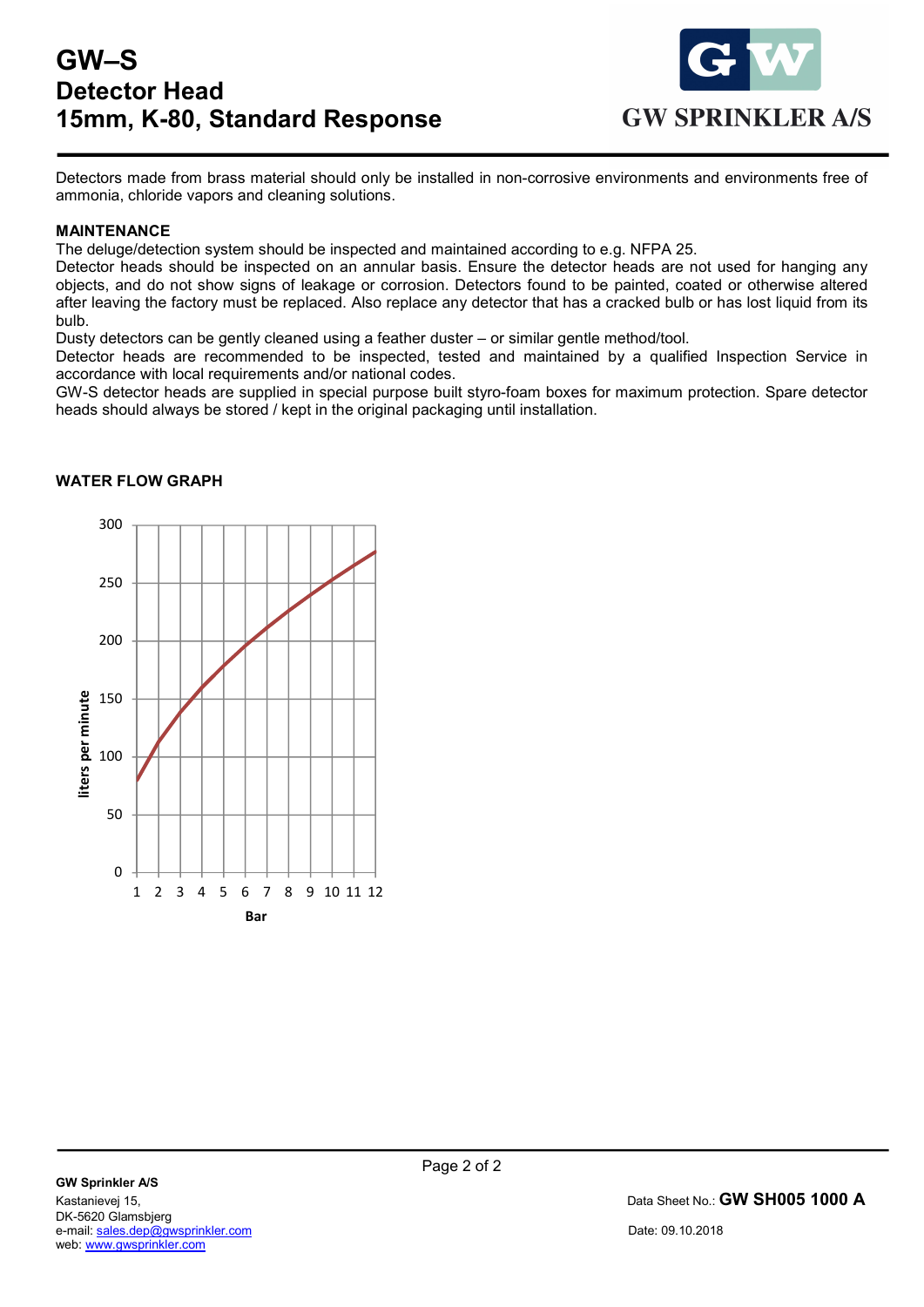# GW–S Detector Head 15mm, K-80, Standard Response

GW SPRINKLER A/S

Detectors made from brass material should only be installed in non-corrosive environments and environments free of ammonia, chloride vapors and cleaning solutions.

**MAINTENANCE**

The deluge/detection system should be inspected and maintained according to e.g. NFPA 25.
Detector heads should be inspected on an annular basis. Ensure the detector heads are not used for hanging any objects, and do not show signs of leakage or corrosion. Detectors found to be painted, coated or otherwise altered after leaving the factory must be replaced. Also replace any detector that has a cracked bulb or has lost liquid from its bulb.
Dusty detectors can be gently cleaned using a feather duster – or similar gentle method/tool.
Detector heads are recommended to be inspected, tested and maintained by a qualified Inspection Service in accordance with local requirements and/or national codes.
GW-S detector heads are supplied in special purpose built styro-foam boxes for maximum protection. Spare detector heads should always be stored / kept in the original packaging until installation.

**WATER FLOW GRAPH**

liters per minute

300
250
200
150
100
50
0

1 2 3 4 5 6 7 8 9 10 11 12

Bar

**GW Sprinkler A/S**
Kastanievej 15,
DK-5620 Glamsbjerg
e-mail: sales.dep@gwsprinkler.com
web: www.gwsprinkler.com

Data Sheet No.: **GW SH005 1000 A**

Date: 09.10.2018